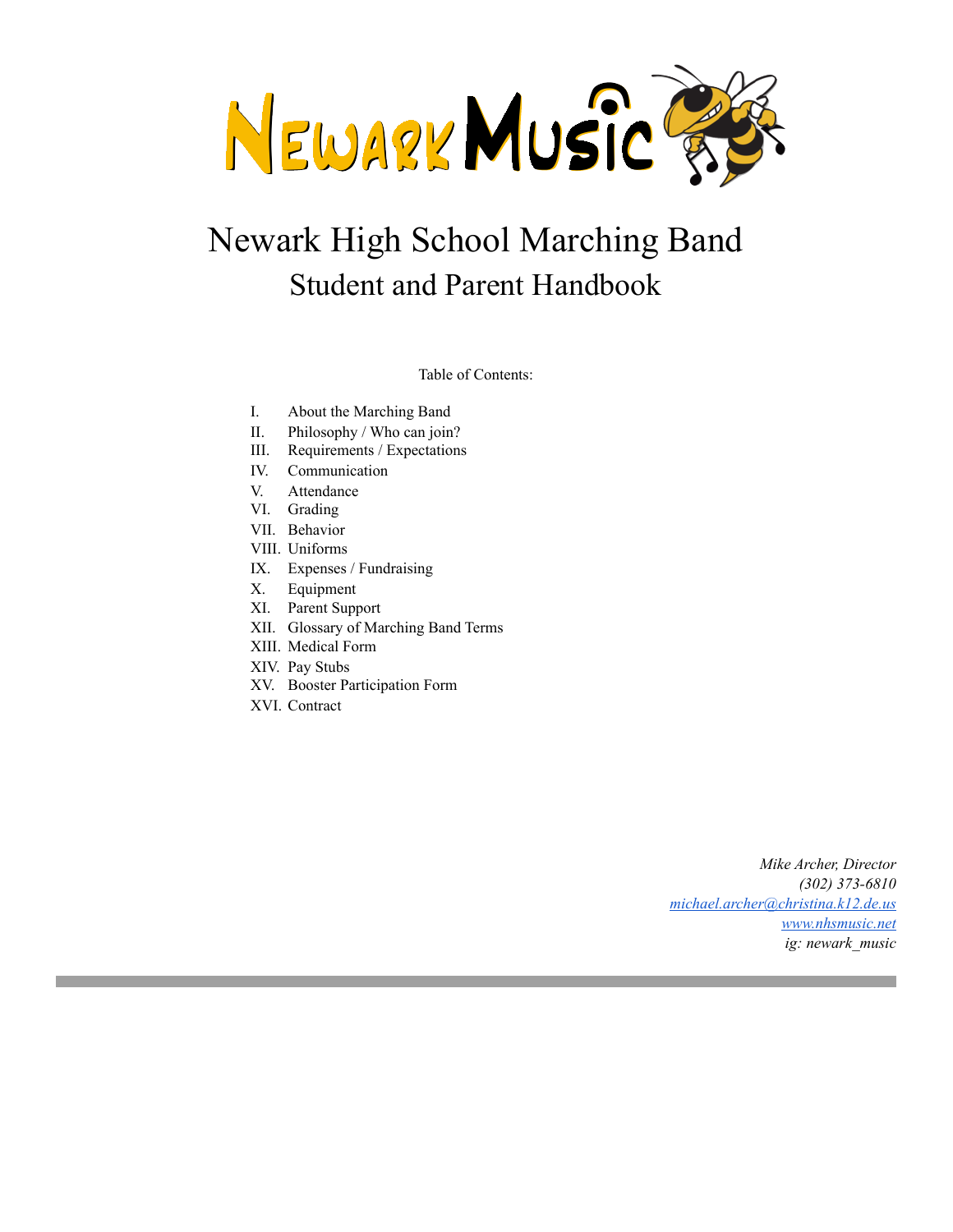# Newark High School Marching Band

## Student and Parent Handbook

Table of Contents:

I. About the Marching Band
II. Philosophy / Who can join?
III. Requirements / Expectations
IV. Communication
V. Attendance
VI. Grading
VII. Behavior
VIII. Uniforms
IX. Expenses / Fundraising
X. Equipment
XI. Parent Support
XII. Glossary of Marching Band Terms
XIII. Medical Form
XIV. Pay Stubs
XV. Booster Participation Form
XVI. Contract

*Mike Archer, Director*
*(302) 373-6810*
*michael.archer@christina.k12.de.us*
*www.nhsmusic.net*
*ig: newark_music*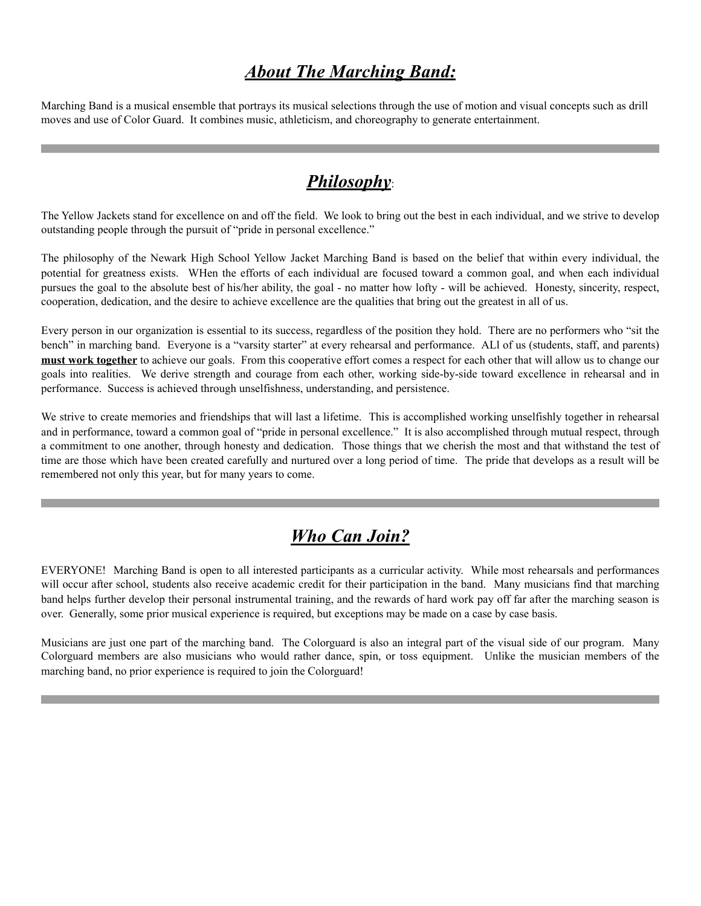## ***About The Marching Band:***

Marching Band is a musical ensemble that portrays its musical selections through the use of motion and visual concepts such as drill moves and use of Color Guard. It combines music, athleticism, and choreography to generate entertainment.

---

## ***Philosophy***:

The Yellow Jackets stand for excellence on and off the field. We look to bring out the best in each individual, and we strive to develop outstanding people through the pursuit of "pride in personal excellence."

The philosophy of the Newark High School Yellow Jacket Marching Band is based on the belief that within every individual, the potential for greatness exists. WHen the efforts of each individual are focused toward a common goal, and when each individual pursues the goal to the absolute best of his/her ability, the goal - no matter how lofty - will be achieved. Honesty, sincerity, respect, cooperation, dedication, and the desire to achieve excellence are the qualities that bring out the greatest in all of us.

Every person in our organization is essential to its success, regardless of the position they hold. There are no performers who "sit the bench" in marching band. Everyone is a "varsity starter" at every rehearsal and performance. ALl of us (students, staff, and parents) **must work together** to achieve our goals. From this cooperative effort comes a respect for each other that will allow us to change our goals into realities. We derive strength and courage from each other, working side-by-side toward excellence in rehearsal and in performance. Success is achieved through unselfishness, understanding, and persistence.

We strive to create memories and friendships that will last a lifetime. This is accomplished working unselfishly together in rehearsal and in performance, toward a common goal of "pride in personal excellence." It is also accomplished through mutual respect, through a commitment to one another, through honesty and dedication. Those things that we cherish the most and that withstand the test of time are those which have been created carefully and nurtured over a long period of time. The pride that develops as a result will be remembered not only this year, but for many years to come.

---

## ***Who Can Join?***

EVERYONE! Marching Band is open to all interested participants as a curricular activity. While most rehearsals and performances will occur after school, students also receive academic credit for their participation in the band. Many musicians find that marching band helps further develop their personal instrumental training, and the rewards of hard work pay off far after the marching season is over. Generally, some prior musical experience is required, but exceptions may be made on a case by case basis.

Musicians are just one part of the marching band. The Colorguard is also an integral part of the visual side of our program. Many Colorguard members are also musicians who would rather dance, spin, or toss equipment. Unlike the musician members of the marching band, no prior experience is required to join the Colorguard!

---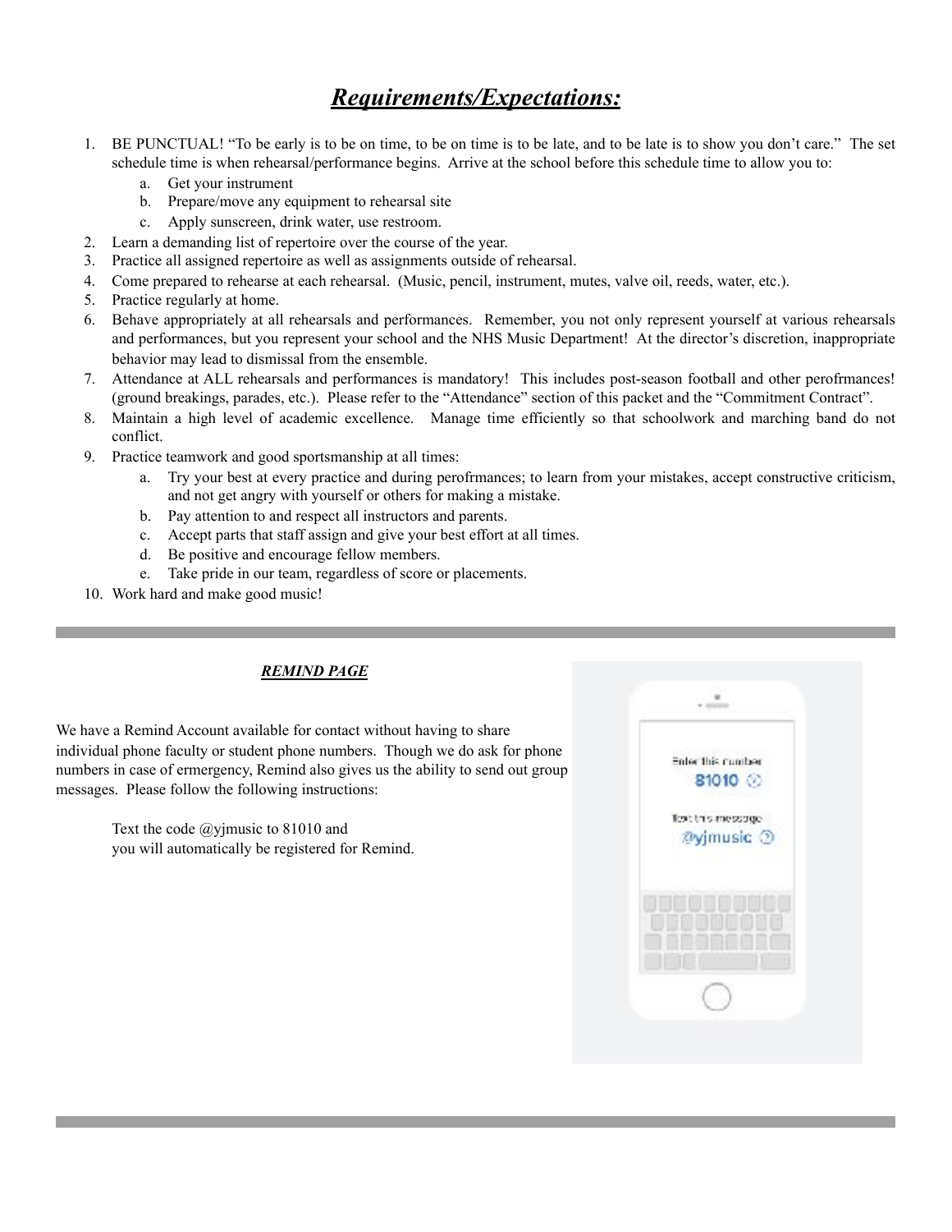# ***Requirements/Expectations:***

1. BE PUNCTUAL! "To be early is to be on time, to be on time is to be late, and to be late is to show you don't care." The set schedule time is when rehearsal/performance begins. Arrive at the school before this schedule time to allow you to:
   a. Get your instrument
   b. Prepare/move any equipment to rehearsal site
   c. Apply sunscreen, drink water, use restroom.
2. Learn a demanding list of repertoire over the course of the year.
3. Practice all assigned repertoire as well as assignments outside of rehearsal.
4. Come prepared to rehearse at each rehearsal. (Music, pencil, instrument, mutes, valve oil, reeds, water, etc.).
5. Practice regularly at home.
6. Behave appropriately at all rehearsals and performances. Remember, you not only represent yourself at various rehearsals and performances, but you represent your school and the NHS Music Department! At the director's discretion, inappropriate behavior may lead to dismissal from the ensemble.
7. Attendance at ALL rehearsals and performances is mandatory! This includes post-season football and other perofrmances! (ground breakings, parades, etc.). Please refer to the "Attendance" section of this packet and the "Commitment Contract".
8. Maintain a high level of academic excellence. Manage time efficiently so that schoolwork and marching band do not conflict.
9. Practice teamwork and good sportsmanship at all times:
   a. Try your best at every practice and during perofrmances; to learn from your mistakes, accept constructive criticism, and not get angry with yourself or others for making a mistake.
   b. Pay attention to and respect all instructors and parents.
   c. Accept parts that staff assign and give your best effort at all times.
   d. Be positive and encourage fellow members.
   e. Take pride in our team, regardless of score or placements.
10. Work hard and make good music!

---

***REMIND PAGE***

We have a Remind Account available for contact without having to share individual phone faculty or student phone numbers. Though we do ask for phone numbers in case of ermergency, Remind also gives us the ability to send out group messages. Please follow the following instructions:

> Text the code @yjmusic to 81010 and
> you will automatically be registered for Remind.

Enter this number
81010

Text this message
@yjmusic

---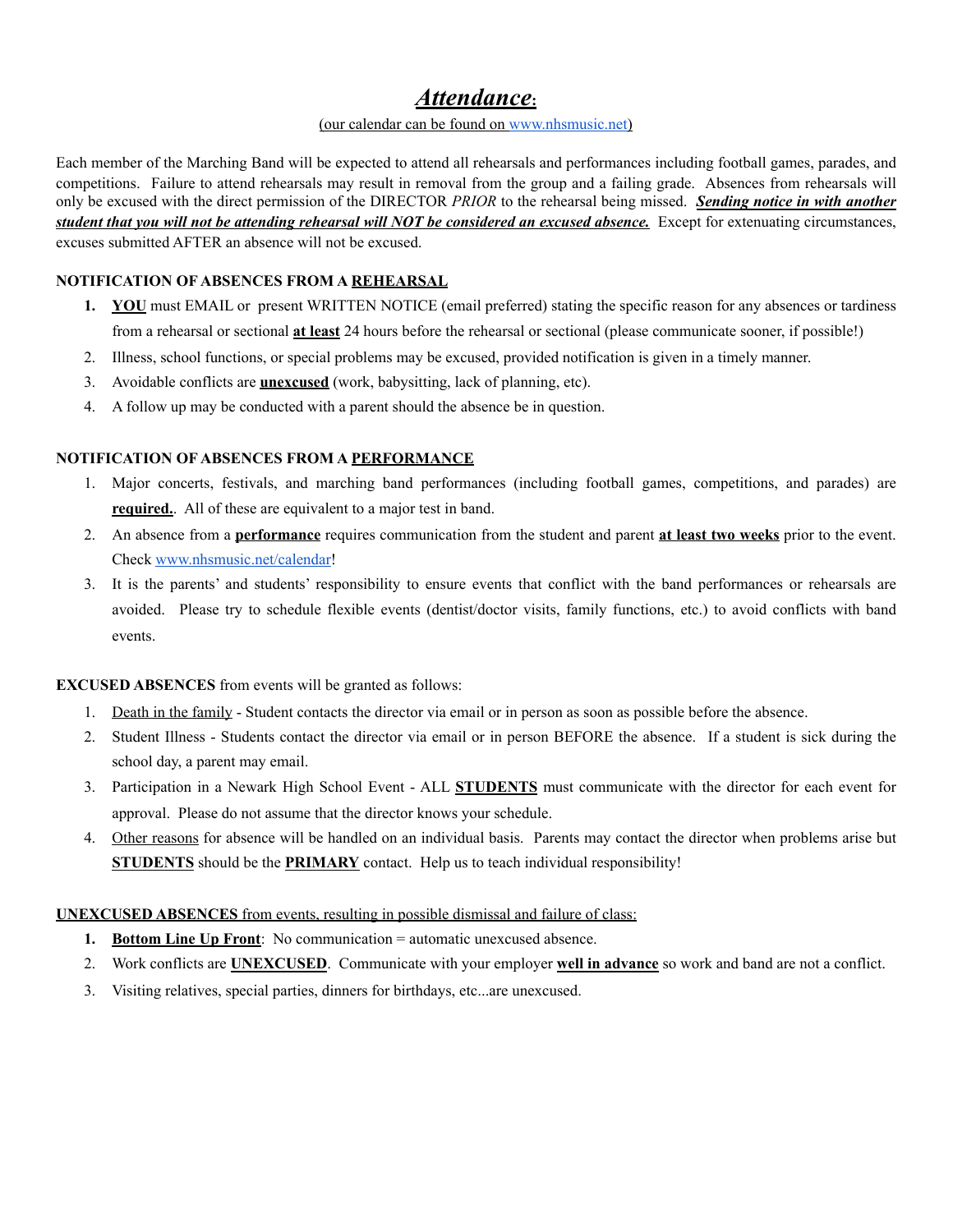# ***Attendance:***

(our calendar can be found on www.nhsmusic.net)

Each member of the Marching Band will be expected to attend all rehearsals and performances including football games, parades, and competitions. Failure to attend rehearsals may result in removal from the group and a failing grade. Absences from rehearsals will only be excused with the direct permission of the DIRECTOR *PRIOR* to the rehearsal being missed. ***Sending notice in with another student that you will not be attending rehearsal will NOT be considered an excused absence.*** Except for extenuating circumstances, excuses submitted AFTER an absence will not be excused.

**NOTIFICATION OF ABSENCES FROM A REHEARSAL**

1. **YOU** must EMAIL or present WRITTEN NOTICE (email preferred) stating the specific reason for any absences or tardiness from a rehearsal or sectional **at least** 24 hours before the rehearsal or sectional (please communicate sooner, if possible!)
2. Illness, school functions, or special problems may be excused, provided notification is given in a timely manner.
3. Avoidable conflicts are **unexcused** (work, babysitting, lack of planning, etc).
4. A follow up may be conducted with a parent should the absence be in question.

**NOTIFICATION OF ABSENCES FROM A PERFORMANCE**

1. Major concerts, festivals, and marching band performances (including football games, competitions, and parades) are **required.**. All of these are equivalent to a major test in band.
2. An absence from a **performance** requires communication from the student and parent **at least two weeks** prior to the event. Check www.nhsmusic.net/calendar!
3. It is the parents' and students' responsibility to ensure events that conflict with the band performances or rehearsals are avoided. Please try to schedule flexible events (dentist/doctor visits, family functions, etc.) to avoid conflicts with band events.

**EXCUSED ABSENCES** from events will be granted as follows:

1. Death in the family - Student contacts the director via email or in person as soon as possible before the absence.
2. Student Illness - Students contact the director via email or in person BEFORE the absence. If a student is sick during the school day, a parent may email.
3. Participation in a Newark High School Event - ALL **STUDENTS** must communicate with the director for each event for approval. Please do not assume that the director knows your schedule.
4. Other reasons for absence will be handled on an individual basis. Parents may contact the director when problems arise but **STUDENTS** should be the **PRIMARY** contact. Help us to teach individual responsibility!

**UNEXCUSED ABSENCES** from events, resulting in possible dismissal and failure of class:

1. **Bottom Line Up Front**: No communication = automatic unexcused absence.
2. Work conflicts are **UNEXCUSED**. Communicate with your employer **well in advance** so work and band are not a conflict.
3. Visiting relatives, special parties, dinners for birthdays, etc...are unexcused.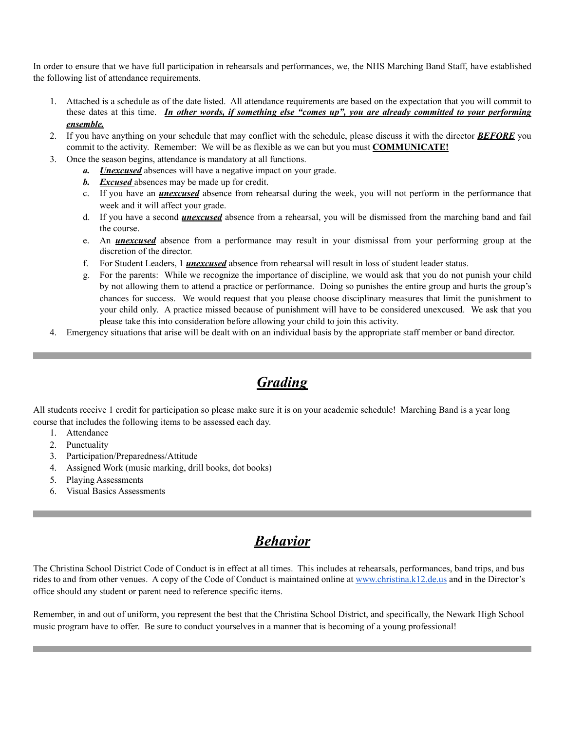In order to ensure that we have full participation in rehearsals and performances, we, the NHS Marching Band Staff, have established the following list of attendance requirements.

1. Attached is a schedule as of the date listed. All attendance requirements are based on the expectation that you will commit to these dates at this time. ***In other words, if something else "comes up", you are already committed to your performing ensemble.***
2. If you have anything on your schedule that may conflict with the schedule, please discuss it with the director ***BEFORE*** you commit to the activity. Remember: We will be as flexible as we can but you must **COMMUNICATE!**
3. Once the season begins, attendance is mandatory at all functions.
    a. ***Unexcused*** absences will have a negative impact on your grade.
    b. ***Excused*** absences may be made up for credit.
    c. If you have an ***unexcused*** absence from rehearsal during the week, you will not perform in the performance that week and it will affect your grade.
    d. If you have a second ***unexcused*** absence from a rehearsal, you will be dismissed from the marching band and fail the course.
    e. An ***unexcused*** absence from a performance may result in your dismissal from your performing group at the discretion of the director.
    f. For Student Leaders, 1 ***unexcused*** absence from rehearsal will result in loss of student leader status.
    g. For the parents: While we recognize the importance of discipline, we would ask that you do not punish your child by not allowing them to attend a practice or performance. Doing so punishes the entire group and hurts the group's chances for success. We would request that you please choose disciplinary measures that limit the punishment to your child only. A practice missed because of punishment will have to be considered unexcused. We ask that you please take this into consideration before allowing your child to join this activity.
4. Emergency situations that arise will be dealt with on an individual basis by the appropriate staff member or band director.

---

# ***Grading***

All students receive 1 credit for participation so please make sure it is on your academic schedule! Marching Band is a year long course that includes the following items to be assessed each day.

1. Attendance
2. Punctuality
3. Participation/Preparedness/Attitude
4. Assigned Work (music marking, drill books, dot books)
5. Playing Assessments
6. Visual Basics Assessments

---

# ***Behavior***

The Christina School District Code of Conduct is in effect at all times. This includes at rehearsals, performances, band trips, and bus rides to and from other venues. A copy of the Code of Conduct is maintained online at www.christina.k12.de.us and in the Director's office should any student or parent need to reference specific items.

Remember, in and out of uniform, you represent the best that the Christina School District, and specifically, the Newark High School music program have to offer. Be sure to conduct yourselves in a manner that is becoming of a young professional!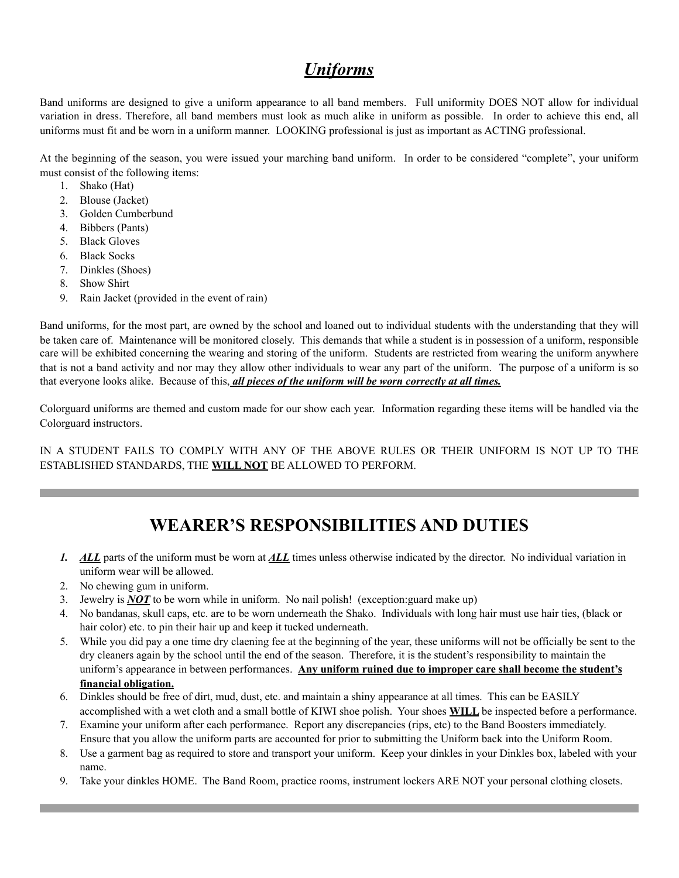# ***Uniforms***

Band uniforms are designed to give a uniform appearance to all band members. Full uniformity DOES NOT allow for individual variation in dress. Therefore, all band members must look as much alike in uniform as possible. In order to achieve this end, all uniforms must fit and be worn in a uniform manner. LOOKING professional is just as important as ACTING professional.

At the beginning of the season, you were issued your marching band uniform. In order to be considered "complete", your uniform must consist of the following items:

1. Shako (Hat)
2. Blouse (Jacket)
3. Golden Cumberbund
4. Bibbers (Pants)
5. Black Gloves
6. Black Socks
7. Dinkles (Shoes)
8. Show Shirt
9. Rain Jacket (provided in the event of rain)

Band uniforms, for the most part, are owned by the school and loaned out to individual students with the understanding that they will be taken care of. Maintenance will be monitored closely. This demands that while a student is in possession of a uniform, responsible care will be exhibited concerning the wearing and storing of the uniform. Students are restricted from wearing the uniform anywhere that is not a band activity and nor may they allow other individuals to wear any part of the uniform. The purpose of a uniform is so that everyone looks alike. Because of this, ***<u>all pieces of the uniform will be worn correctly at all times.</u>***

Colorguard uniforms are themed and custom made for our show each year. Information regarding these items will be handled via the Colorguard instructors.

IN A STUDENT FAILS TO COMPLY WITH ANY OF THE ABOVE RULES OR THEIR UNIFORM IS NOT UP TO THE ESTABLISHED STANDARDS, THE **<u>WILL NOT</u>** BE ALLOWED TO PERFORM.

---

## WEARER'S RESPONSIBILITIES AND DUTIES

1. ***<u>ALL</u>*** parts of the uniform must be worn at ***<u>ALL</u>*** times unless otherwise indicated by the director. No individual variation in uniform wear will be allowed.
2. No chewing gum in uniform.
3. Jewelry is ***<u>NOT</u>*** to be worn while in uniform. No nail polish! (exception:guard make up)
4. No bandanas, skull caps, etc. are to be worn underneath the Shako. Individuals with long hair must use hair ties, (black or hair color) etc. to pin their hair up and keep it tucked underneath.
5. While you did pay a one time dry claening fee at the beginning of the year, these uniforms will not be officially be sent to the dry cleaners again by the school until the end of the season. Therefore, it is the student's responsibility to maintain the uniform's appearance in between performances. **<u>Any uniform ruined due to improper care shall become the student's financial obligation.</u>**
6. Dinkles should be free of dirt, mud, dust, etc. and maintain a shiny appearance at all times. This can be EASILY accomplished with a wet cloth and a small bottle of KIWI shoe polish. Your shoes **<u>WILL</u>** be inspected before a performance.
7. Examine your uniform after each performance. Report any discrepancies (rips, etc) to the Band Boosters immediately. Ensure that you allow the uniform parts are accounted for prior to submitting the Uniform back into the Uniform Room.
8. Use a garment bag as required to store and transport your uniform. Keep your dinkles in your Dinkles box, labeled with your name.
9. Take your dinkles HOME. The Band Room, practice rooms, instrument lockers ARE NOT your personal clothing closets.

---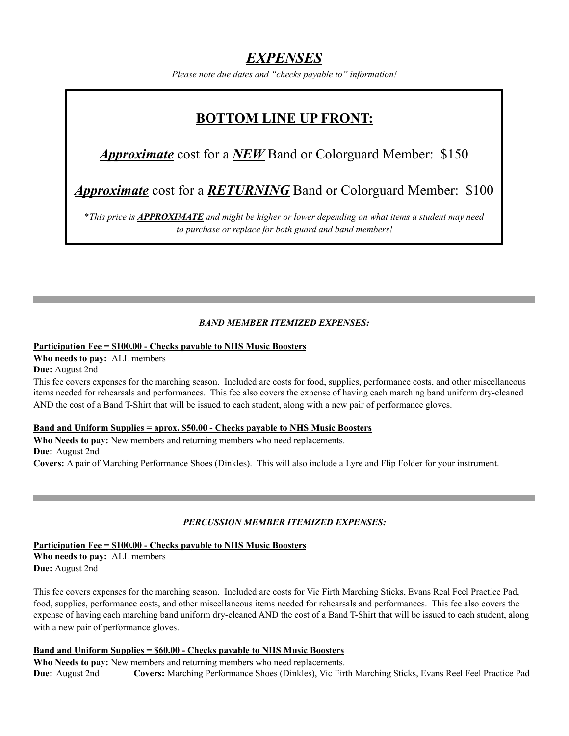# ***EXPENSES***

*Please note due dates and "checks payable to" information!*

## BOTTOM LINE UP FRONT:

***Approximate*** cost for a ***NEW*** Band or Colorguard Member: $150

***Approximate*** cost for a ***RETURNING*** Band or Colorguard Member: $100

\**This price is **APPROXIMATE** and might be higher or lower depending on what items a student may need to purchase or replace for both guard and band members!*

---

### ***BAND MEMBER ITEMIZED EXPENSES:***

**Participation Fee = $100.00 - Checks payable to NHS Music Boosters**

**Who needs to pay:** ALL members

**Due:** August 2nd

This fee covers expenses for the marching season. Included are costs for food, supplies, performance costs, and other miscellaneous items needed for rehearsals and performances. This fee also covers the expense of having each marching band uniform dry-cleaned AND the cost of a Band T-Shirt that will be issued to each student, along with a new pair of performance gloves.

**Band and Uniform Supplies = aprox. $50.00 - Checks payable to NHS Music Boosters**

**Who Needs to pay:** New members and returning members who need replacements.

**Due**: August 2nd

**Covers:** A pair of Marching Performance Shoes (Dinkles). This will also include a Lyre and Flip Folder for your instrument.

---

### ***PERCUSSION MEMBER ITEMIZED EXPENSES:***

**Participation Fee = $100.00 - Checks payable to NHS Music Boosters**

**Who needs to pay:** ALL members

**Due:** August 2nd

This fee covers expenses for the marching season. Included are costs for Vic Firth Marching Sticks, Evans Real Feel Practice Pad, food, supplies, performance costs, and other miscellaneous items needed for rehearsals and performances. This fee also covers the expense of having each marching band uniform dry-cleaned AND the cost of a Band T-Shirt that will be issued to each student, along with a new pair of performance gloves.

**Band and Uniform Supplies = $60.00 - Checks payable to NHS Music Boosters**

**Who Needs to pay:** New members and returning members who need replacements.

**Due**: August 2nd **Covers:** Marching Performance Shoes (Dinkles), Vic Firth Marching Sticks, Evans Reel Feel Practice Pad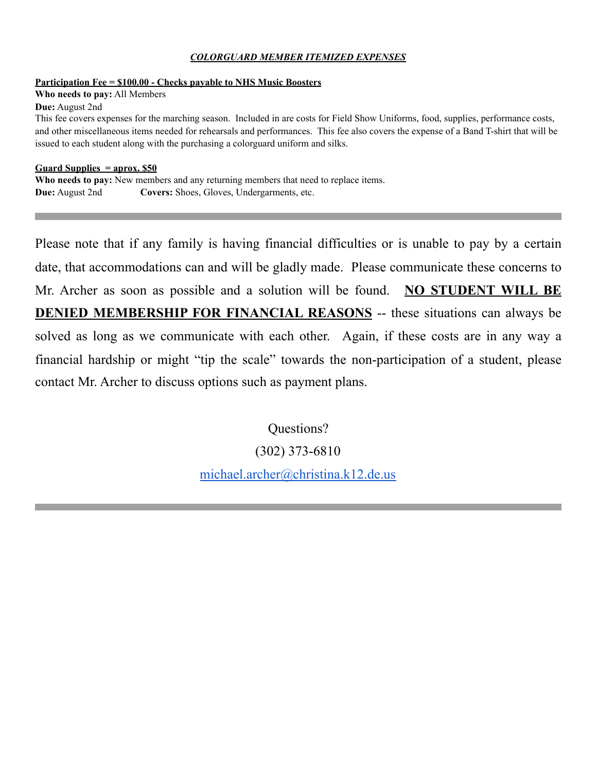### ***COLORGUARD MEMBER ITEMIZED EXPENSES***

**Participation Fee = $100.00 - Checks payable to NHS Music Boosters**

**Who needs to pay:** All Members

**Due:** August 2nd

This fee covers expenses for the marching season. Included in are costs for Field Show Uniforms, food, supplies, performance costs, and other miscellaneous items needed for rehearsals and performances. This fee also covers the expense of a Band T-shirt that will be issued to each student along with the purchasing a colorguard uniform and silks.

**Guard Supplies = aprox. $50**

**Who needs to pay:** New members and any returning members that need to replace items.

**Due:** August 2nd **Covers:** Shoes, Gloves, Undergarments, etc.

---

Please note that if any family is having financial difficulties or is unable to pay by a certain date, that accommodations can and will be gladly made. Please communicate these concerns to Mr. Archer as soon as possible and a solution will be found. **NO STUDENT WILL BE DENIED MEMBERSHIP FOR FINANCIAL REASONS** -- these situations can always be solved as long as we communicate with each other. Again, if these costs are in any way a financial hardship or might "tip the scale" towards the non-participation of a student, please contact Mr. Archer to discuss options such as payment plans.

Questions?

(302) 373-6810

michael.archer@christina.k12.de.us

---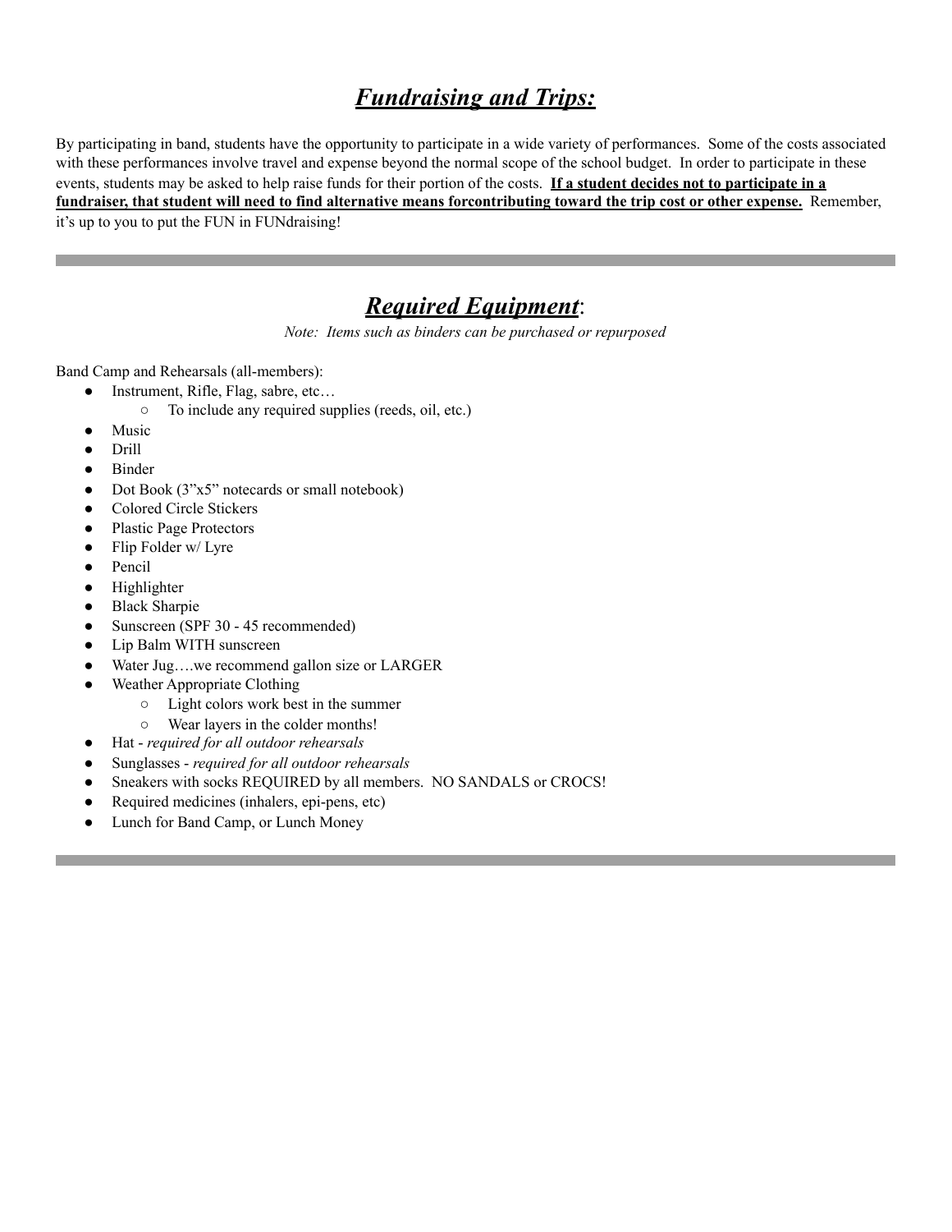## ***Fundraising and Trips:***

By participating in band, students have the opportunity to participate in a wide variety of performances. Some of the costs associated with these performances involve travel and expense beyond the normal scope of the school budget. In order to participate in these events, students may be asked to help raise funds for their portion of the costs. **If a student decides not to participate in a fundraiser, that student will need to find alternative means forcontributing toward the trip cost or other expense.** Remember, it's up to you to put the FUN in FUNdraising!

---

## ***Required Equipment*:**

*Note: Items such as binders can be purchased or repurposed*

Band Camp and Rehearsals (all-members):

- Instrument, Rifle, Flag, sabre, etc…
  - To include any required supplies (reeds, oil, etc.)
- Music
- Drill
- Binder
- Dot Book (3"x5" notecards or small notebook)
- Colored Circle Stickers
- Plastic Page Protectors
- Flip Folder w/ Lyre
- Pencil
- Highlighter
- Black Sharpie
- Sunscreen (SPF 30 - 45 recommended)
- Lip Balm WITH sunscreen
- Water Jug….we recommend gallon size or LARGER
- Weather Appropriate Clothing
  - Light colors work best in the summer
  - Wear layers in the colder months!
- Hat - *required for all outdoor rehearsals*
- Sunglasses - *required for all outdoor rehearsals*
- Sneakers with socks REQUIRED by all members. NO SANDALS or CROCS!
- Required medicines (inhalers, epi-pens, etc)
- Lunch for Band Camp, or Lunch Money

---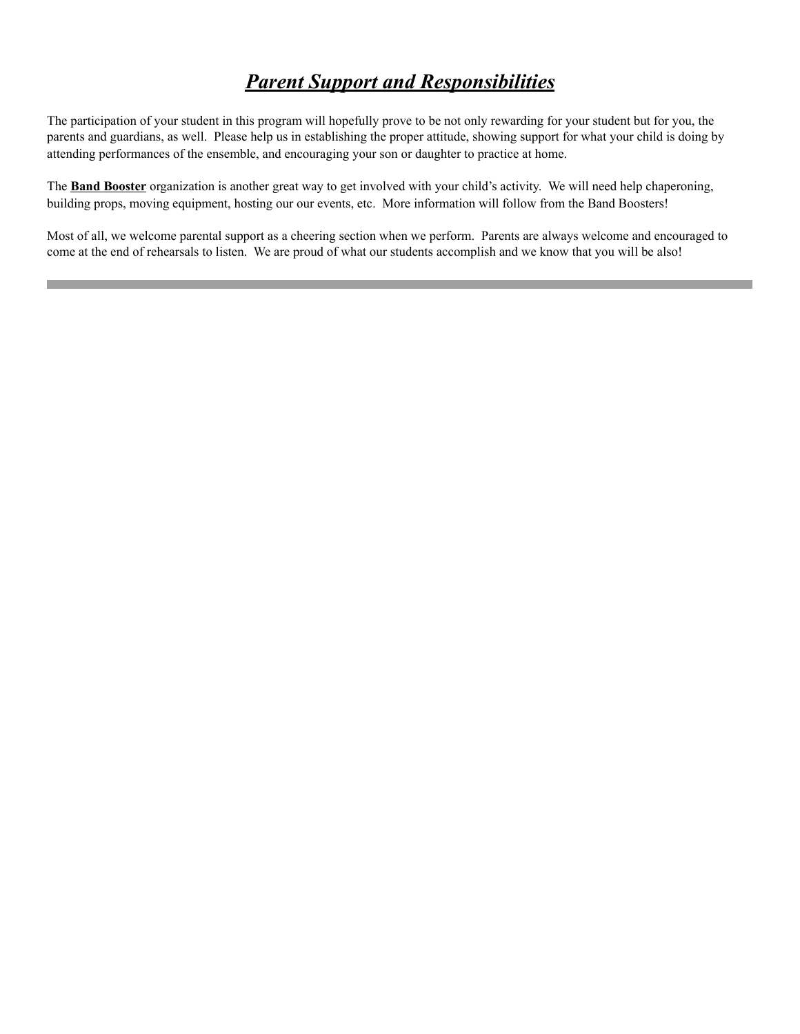# ***Parent Support and Responsibilities***

The participation of your student in this program will hopefully prove to be not only rewarding for your student but for you, the parents and guardians, as well. Please help us in establishing the proper attitude, showing support for what your child is doing by attending performances of the ensemble, and encouraging your son or daughter to practice at home.

The **Band Booster** organization is another great way to get involved with your child's activity. We will need help chaperoning, building props, moving equipment, hosting our our events, etc. More information will follow from the Band Boosters!

Most of all, we welcome parental support as a cheering section when we perform. Parents are always welcome and encouraged to come at the end of rehearsals to listen. We are proud of what our students accomplish and we know that you will be also!

---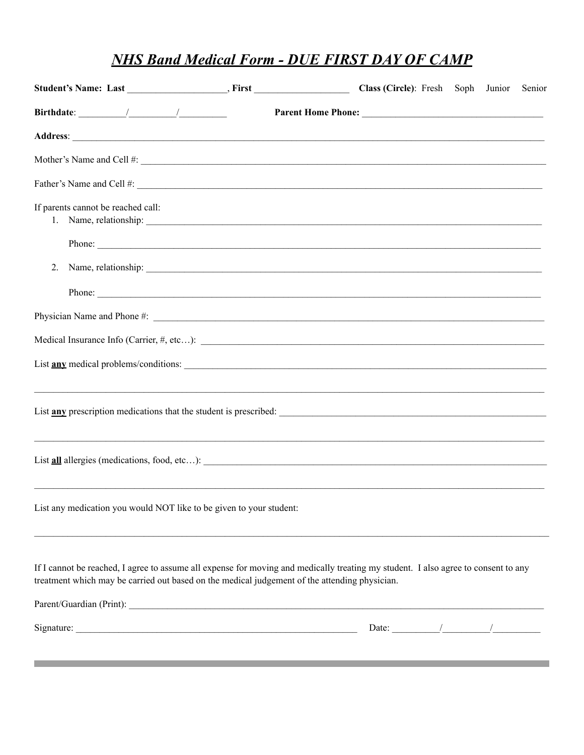# ***NHS Band Medical Form - DUE FIRST DAY OF CAMP***

**Student's Name: Last** ____________________, **First** ___________________ **Class (Circle)**: Fresh Soph Junior Senior

**Birthdate**: _________/_________/_________ **Parent Home Phone:** ____________________________________

**Address**: ____________________________________________________________________________________________

Mother's Name and Cell #: ______________________________________________________________________________

Father's Name and Cell #: _______________________________________________________________________________

If parents cannot be reached call:

1. Name, relationship: ___________________________________________________________________________

   Phone: _____________________________________________________________________________________

2. Name, relationship: ___________________________________________________________________________

   Phone: _____________________________________________________________________________________

Physician Name and Phone #: ____________________________________________________________________________

Medical Insurance Info (Carrier, #, etc…): ________________________________________________________________

List **<u>any</u>** medical problems/conditions: _______________________________________________________________

_____________________________________________________________________________________________________

List **<u>any</u>** prescription medications that the student is prescribed: ________________________________________

_____________________________________________________________________________________________________

List **<u>all</u>** allergies (medications, food, etc…): ______________________________________________________________

_____________________________________________________________________________________________________

List any medication you would NOT like to be given to your student:

_____________________________________________________________________________________________________

If I cannot be reached, I agree to assume all expense for moving and medically treating my student. I also agree to consent to any treatment which may be carried out based on the medical judgement of the attending physician.

Parent/Guardian (Print): _________________________________________________________________________________

Signature: ______________________________________________________ Date: _________/_________/_________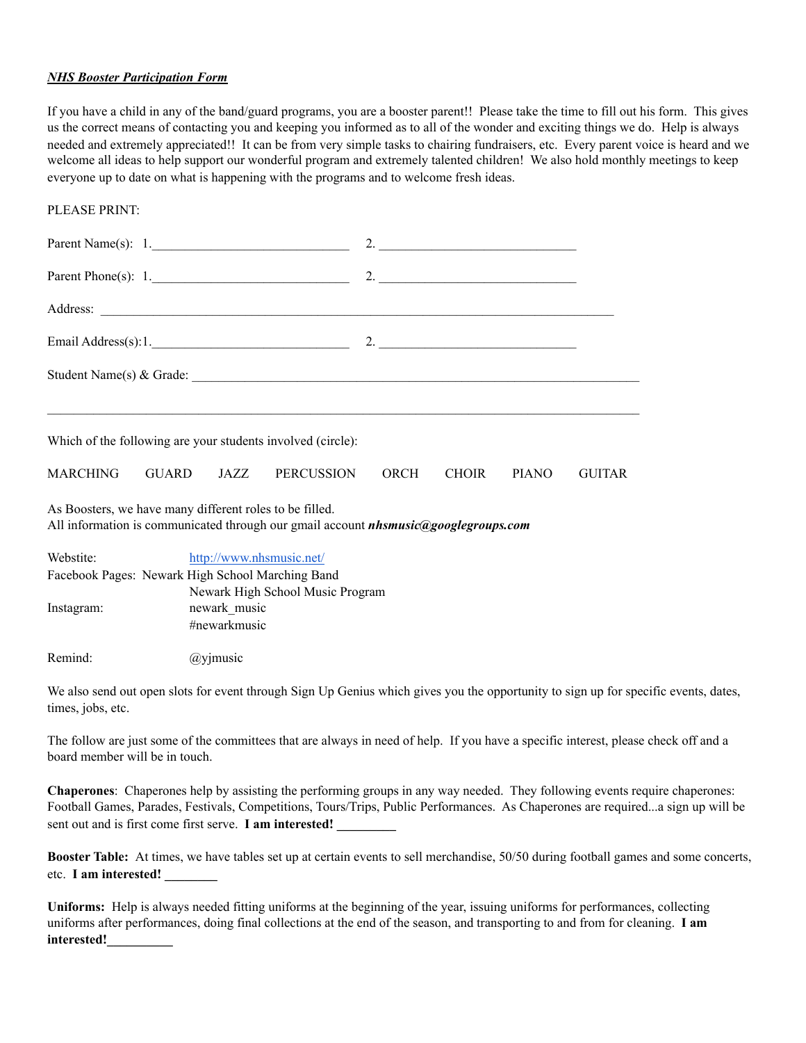***NHS Booster Participation Form***

If you have a child in any of the band/guard programs, you are a booster parent!! Please take the time to fill out his form. This gives us the correct means of contacting you and keeping you informed as to all of the wonder and exciting things we do. Help is always needed and extremely appreciated!! It can be from very simple tasks to chairing fundraisers, etc. Every parent voice is heard and we welcome all ideas to help support our wonderful program and extremely talented children! We also hold monthly meetings to keep everyone up to date on what is happening with the programs and to welcome fresh ideas.

PLEASE PRINT:

Parent Name(s): 1.______________________________ 2. ______________________________

Parent Phone(s): 1.______________________________ 2. ______________________________

Address: ________________________________________________________________________________

Email Address(s):1.______________________________ 2. ______________________________

Student Name(s) & Grade: _____________________________________________________________________

_____________________________________________________________________________________________

Which of the following are your students involved (circle):

MARCHING GUARD JAZZ PERCUSSION ORCH CHOIR PIANO GUITAR

As Boosters, we have many different roles to be filled.
All information is communicated through our gmail account ***nhsmusic@googlegroups.com***

Webstite: http://www.nhsmusic.net/
Facebook Pages: Newark High School Marching Band
Newark High School Music Program
Instagram: newark_music
#newarkmusic

Remind: @yjmusic

We also send out open slots for event through Sign Up Genius which gives you the opportunity to sign up for specific events, dates, times, jobs, etc.

The follow are just some of the committees that are always in need of help. If you have a specific interest, please check off and a board member will be in touch.

**Chaperones**: Chaperones help by assisting the performing groups in any way needed. They following events require chaperones: Football Games, Parades, Festivals, Competitions, Tours/Trips, Public Performances. As Chaperones are required...a sign up will be sent out and is first come first serve. **I am interested! _________**

**Booster Table:** At times, we have tables set up at certain events to sell merchandise, 50/50 during football games and some concerts, etc. **I am interested! ________**

**Uniforms:** Help is always needed fitting uniforms at the beginning of the year, issuing uniforms for performances, collecting uniforms after performances, doing final collections at the end of the season, and transporting to and from for cleaning. **I am interested!__________**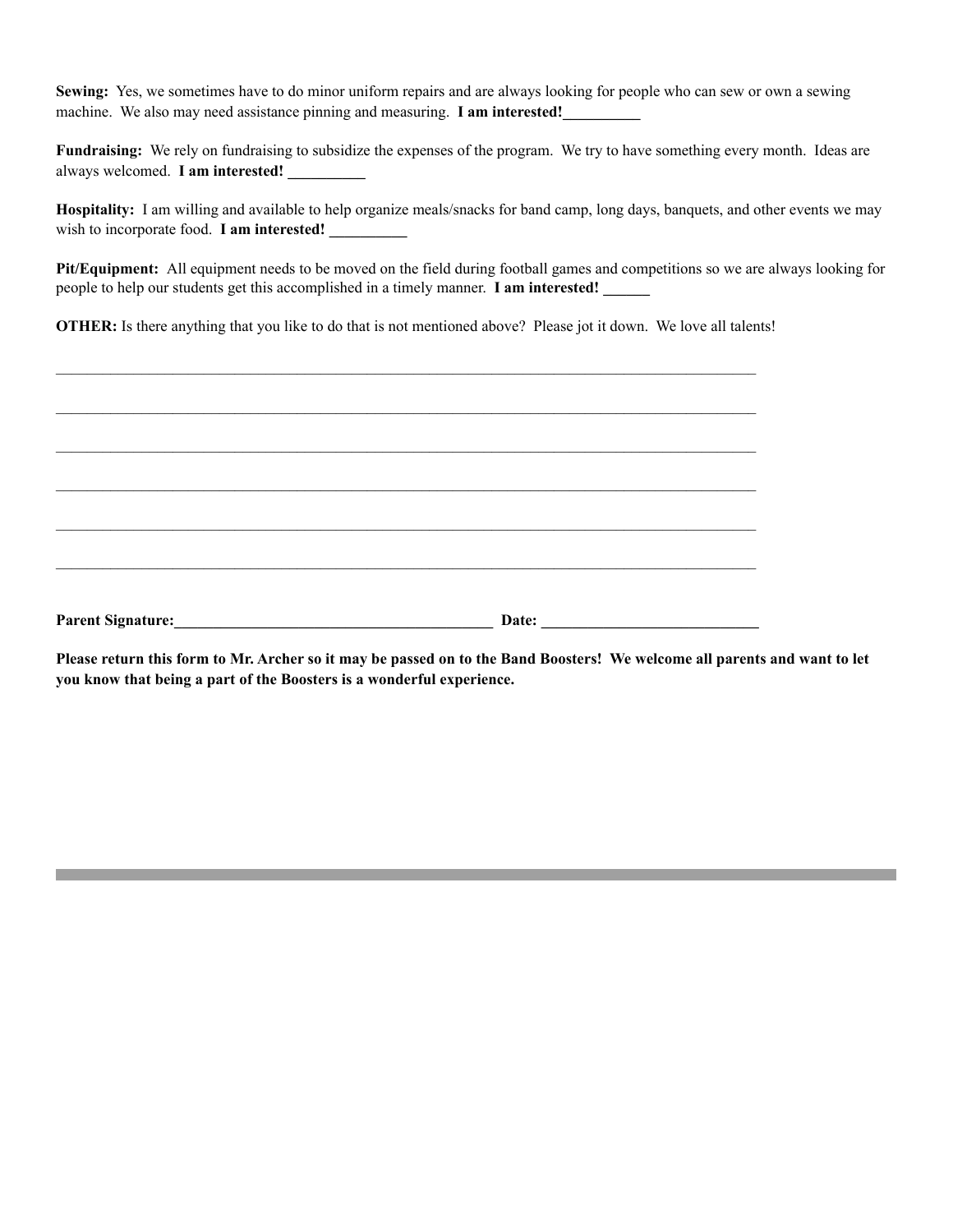**Sewing:** Yes, we sometimes have to do minor uniform repairs and are always looking for people who can sew or own a sewing machine. We also may need assistance pinning and measuring. **I am interested!__________**

**Fundraising:** We rely on fundraising to subsidize the expenses of the program. We try to have something every month. Ideas are always welcomed. **I am interested! __________**

**Hospitality:** I am willing and available to help organize meals/snacks for band camp, long days, banquets, and other events we may wish to incorporate food. **I am interested! __________**

**Pit/Equipment:** All equipment needs to be moved on the field during football games and competitions so we are always looking for people to help our students get this accomplished in a timely manner. **I am interested! ______**

**OTHER:** Is there anything that you like to do that is not mentioned above? Please jot it down. We love all talents!

______________________________________________________________________________

______________________________________________________________________________

______________________________________________________________________________

______________________________________________________________________________

______________________________________________________________________________

______________________________________________________________________________

**Parent Signature:___________________________________________ Date: ____________________________**

**Please return this form to Mr. Archer so it may be passed on to the Band Boosters! We welcome all parents and want to let you know that being a part of the Boosters is a wonderful experience.**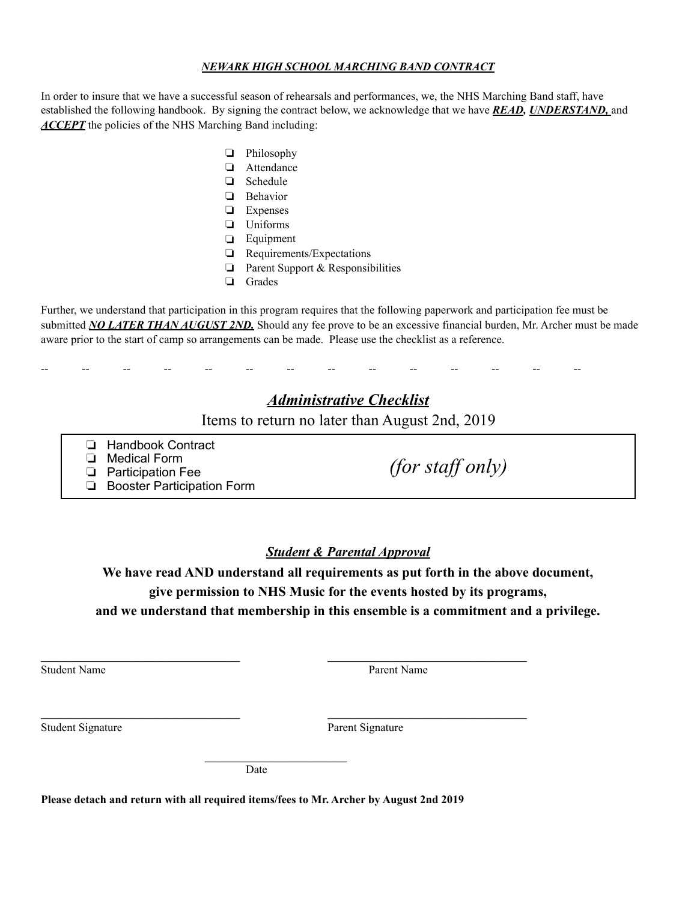***NEWARK HIGH SCHOOL MARCHING BAND CONTRACT***

In order to insure that we have a successful season of rehearsals and performances, we, the NHS Marching Band staff, have established the following handbook. By signing the contract below, we acknowledge that we have ***READ, UNDERSTAND,*** and ***ACCEPT*** the policies of the NHS Marching Band including:

- ❏ Philosophy
- ❏ Attendance
- ❏ Schedule
- ❏ Behavior
- ❏ Expenses
- ❏ Uniforms
- ❏ Equipment
- ❏ Requirements/Expectations
- ❏ Parent Support & Responsibilities
- ❏ Grades

Further, we understand that participation in this program requires that the following paperwork and participation fee must be submitted ***NO LATER THAN AUGUST 2ND.*** Should any fee prove to be an excessive financial burden, Mr. Archer must be made aware prior to the start of camp so arrangements can be made. Please use the checklist as a reference.

-- -- -- -- -- -- -- -- -- -- -- -- -- --

## ***Administrative Checklist***

Items to return no later than August 2nd, 2019

| | |
|---|---|
| ❏ Handbook Contract<br>❏ Medical Form<br>❏ Participation Fee<br>❏ Booster Participation Form | *(for staff only)* |

### ***Student & Parental Approval***

**We have read AND understand all requirements as put forth in the above document, give permission to NHS Music for the events hosted by its programs, and we understand that membership in this ensemble is a commitment and a privilege.**

\_\_\_\_\_\_\_\_\_\_\_\_\_\_\_\_\_\_\_\_\_\_\_\_\_\_\_\_\_\_ \_\_\_\_\_\_\_\_\_\_\_\_\_\_\_\_\_\_\_\_\_\_\_\_\_\_\_\_\_\_

Student Name Parent Name

\_\_\_\_\_\_\_\_\_\_\_\_\_\_\_\_\_\_\_\_\_\_\_\_\_\_\_\_\_\_ \_\_\_\_\_\_\_\_\_\_\_\_\_\_\_\_\_\_\_\_\_\_\_\_\_\_\_\_\_\_

Student Signature Parent Signature

\_\_\_\_\_\_\_\_\_\_\_\_\_\_\_\_\_\_\_\_\_\_

Date

**Please detach and return with all required items/fees to Mr. Archer by August 2nd 2019**